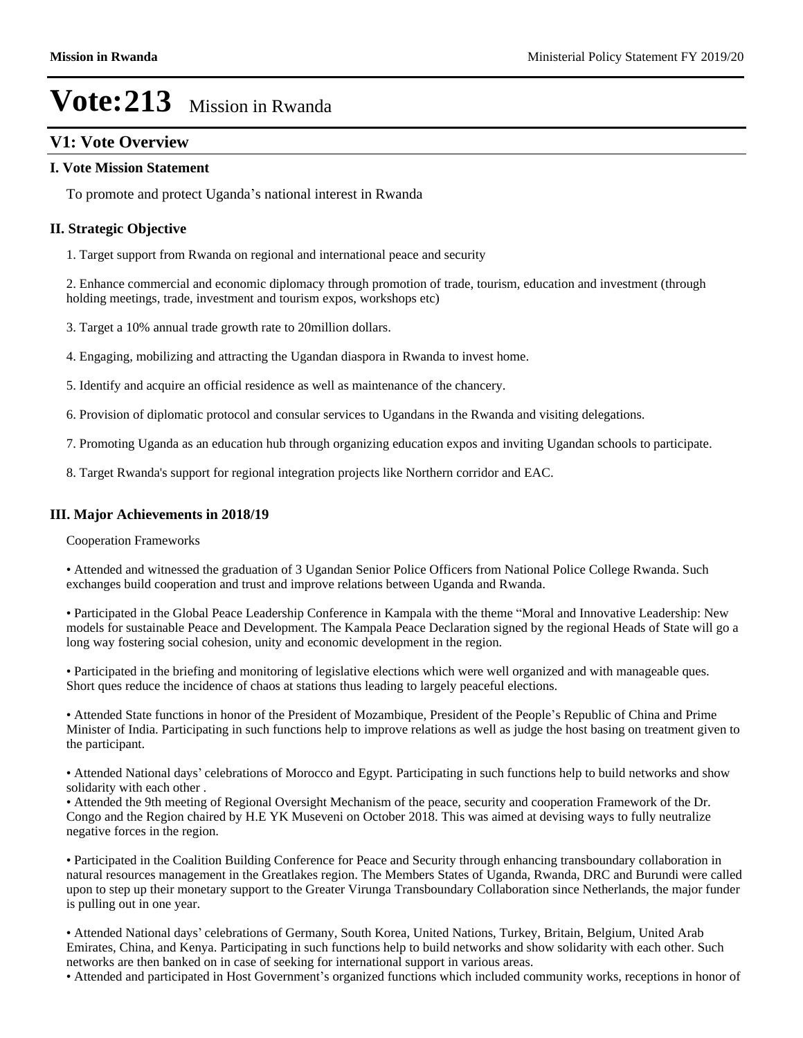# Vote:213 Mission in Rwanda

## V1: Vote Overview

### I. Vote Mission Statement

To promote and protect Uganda's national interest in Rwanda

### II. Strategic Objective

1. Target support from Rwanda on regional and international peace and security

2. Enhance commercial and economic diplomacy through promotion of trade, tourism, education and investment (through holding meetings, trade, investment and tourism expos, workshops etc)

3. Target a 10% annual trade growth rate to 20million dollars.

4. Engaging, mobilizing and attracting the Ugandan diaspora in Rwanda to invest home.

5. Identify and acquire an official residence as well as maintenance of the chancery.

6. Provision of diplomatic protocol and consular services to Ugandans in the Rwanda and visiting delegations.

7. Promoting Uganda as an education hub through organizing education expos and inviting Ugandan schools to participate.

8. Target Rwanda's support for regional integration projects like Northern corridor and EAC.

### III. Major Achievements in 2018/19

Cooperation Frameworks

• Attended and witnessed the graduation of 3 Ugandan Senior Police Officers from National Police College Rwanda. Such exchanges build cooperation and trust and improve relations between Uganda and Rwanda.

• Participated in the Global Peace Leadership Conference in Kampala with the theme "Moral and Innovative Leadership: New models for sustainable Peace and Development. The Kampala Peace Declaration signed by the regional Heads of State will go a long way fostering social cohesion, unity and economic development in the region.

• Participated in the briefing and monitoring of legislative elections which were well organized and with manageable ques. Short ques reduce the incidence of chaos at stations thus leading to largely peaceful elections.

• Attended State functions in honor of the President of Mozambique, President of the People's Republic of China and Prime Minister of India. Participating in such functions help to improve relations as well as judge the host basing on treatment given to the participant.

• Attended National days' celebrations of Morocco and Egypt. Participating in such functions help to build networks and show solidarity with each other .

• Attended the 9th meeting of Regional Oversight Mechanism of the peace, security and cooperation Framework of the Dr. Congo and the Region chaired by H.E YK Museveni on October 2018. This was aimed at devising ways to fully neutralize negative forces in the region.

• Participated in the Coalition Building Conference for Peace and Security through enhancing transboundary collaboration in natural resources management in the Greatlakes region. The Members States of Uganda, Rwanda, DRC and Burundi were called upon to step up their monetary support to the Greater Virunga Transboundary Collaboration since Netherlands, the major funder is pulling out in one year.

• Attended National days' celebrations of Germany, South Korea, United Nations, Turkey, Britain, Belgium, United Arab Emirates, China, and Kenya. Participating in such functions help to build networks and show solidarity with each other. Such networks are then banked on in case of seeking for international support in various areas.

• Attended and participated in Host Government's organized functions which included community works, receptions in honor of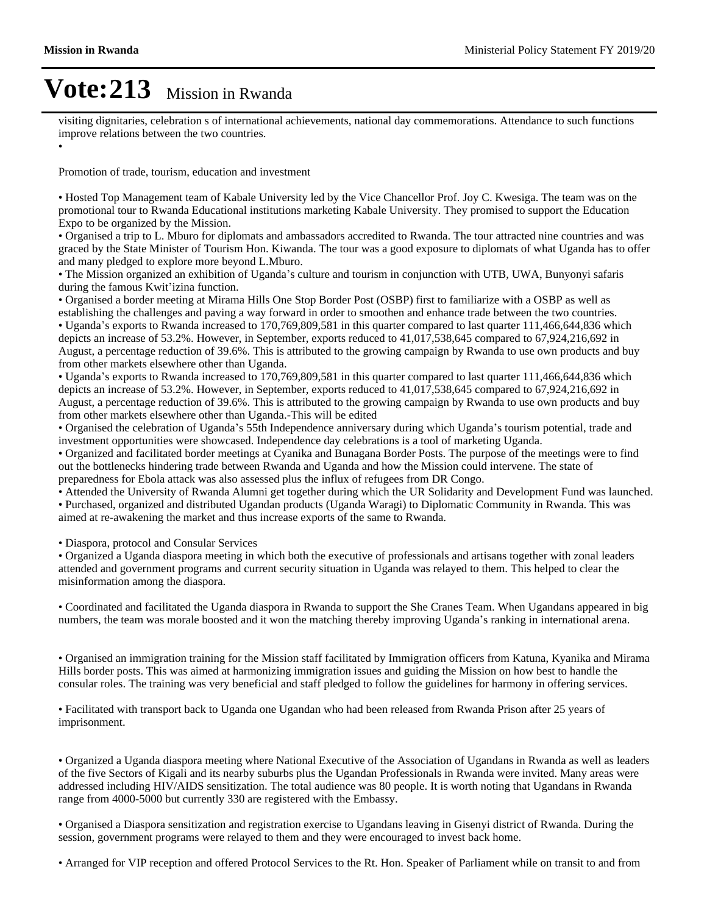# Vote:213 Mission in Rwanda

visiting dignitaries, celebration s of international achievements, national day commemorations. Attendance to such functions improve relations between the two countries.

•

Promotion of trade, tourism, education and investment

• Hosted Top Management team of Kabale University led by the Vice Chancellor Prof. Joy C. Kwesiga. The team was on the promotional tour to Rwanda Educational institutions marketing Kabale University. They promised to support the Education Expo to be organized by the Mission.
• Organised a trip to L. Mburo for diplomats and ambassadors accredited to Rwanda. The tour attracted nine countries and was graced by the State Minister of Tourism Hon. Kiwanda. The tour was a good exposure to diplomats of what Uganda has to offer and many pledged to explore more beyond L.Mburo.
• The Mission organized an exhibition of Uganda's culture and tourism in conjunction with UTB, UWA, Bunyonyi safaris during the famous Kwit'izina function.
• Organised a border meeting at Mirama Hills One Stop Border Post (OSBP) first to familiarize with a OSBP as well as establishing the challenges and paving a way forward in order to smoothen and enhance trade between the two countries.
• Uganda's exports to Rwanda increased to 170,769,809,581 in this quarter compared to last quarter 111,466,644,836 which depicts an increase of 53.2%. However, in September, exports reduced to 41,017,538,645 compared to 67,924,216,692 in August, a percentage reduction of 39.6%. This is attributed to the growing campaign by Rwanda to use own products and buy from other markets elsewhere other than Uganda.
• Uganda's exports to Rwanda increased to 170,769,809,581 in this quarter compared to last quarter 111,466,644,836 which depicts an increase of 53.2%. However, in September, exports reduced to 41,017,538,645 compared to 67,924,216,692 in August, a percentage reduction of 39.6%. This is attributed to the growing campaign by Rwanda to use own products and buy from other markets elsewhere other than Uganda.-This will be edited
• Organised the celebration of Uganda's 55th Independence anniversary during which Uganda's tourism potential, trade and investment opportunities were showcased. Independence day celebrations is a tool of marketing Uganda.
• Organized and facilitated border meetings at Cyanika and Bunagana Border Posts. The purpose of the meetings were to find out the bottlenecks hindering trade between Rwanda and Uganda and how the Mission could intervene. The state of preparedness for Ebola attack was also assessed plus the influx of refugees from DR Congo.
• Attended the University of Rwanda Alumni get together during which the UR Solidarity and Development Fund was launched.
• Purchased, organized and distributed Ugandan products (Uganda Waragi) to Diplomatic Community in Rwanda. This was aimed at re-awakening the market and thus increase exports of the same to Rwanda.

• Diaspora, protocol and Consular Services
• Organized a Uganda diaspora meeting in which both the executive of professionals and artisans together with zonal leaders attended and government programs and current security situation in Uganda was relayed to them. This helped to clear the misinformation among the diaspora.

• Coordinated and facilitated the Uganda diaspora in Rwanda to support the She Cranes Team. When Ugandans appeared in big numbers, the team was morale boosted and it won the matching thereby improving Uganda's ranking in international arena.

• Organised an immigration training for the Mission staff facilitated by Immigration officers from Katuna, Kyanika and Mirama Hills border posts. This was aimed at harmonizing immigration issues and guiding the Mission on how best to handle the consular roles. The training was very beneficial and staff pledged to follow the guidelines for harmony in offering services.

• Facilitated with transport back to Uganda one Ugandan who had been released from Rwanda Prison after 25 years of imprisonment.

• Organized a Uganda diaspora meeting where National Executive of the Association of Ugandans in Rwanda as well as leaders of the five Sectors of Kigali and its nearby suburbs plus the Ugandan Professionals in Rwanda were invited. Many areas were addressed including HIV/AIDS sensitization. The total audience was 80 people. It is worth noting that Ugandans in Rwanda range from 4000-5000 but currently 330 are registered with the Embassy.

• Organised a Diaspora sensitization and registration exercise to Ugandans leaving in Gisenyi district of Rwanda. During the session, government programs were relayed to them and they were encouraged to invest back home.

• Arranged for VIP reception and offered Protocol Services to the Rt. Hon. Speaker of Parliament while on transit to and from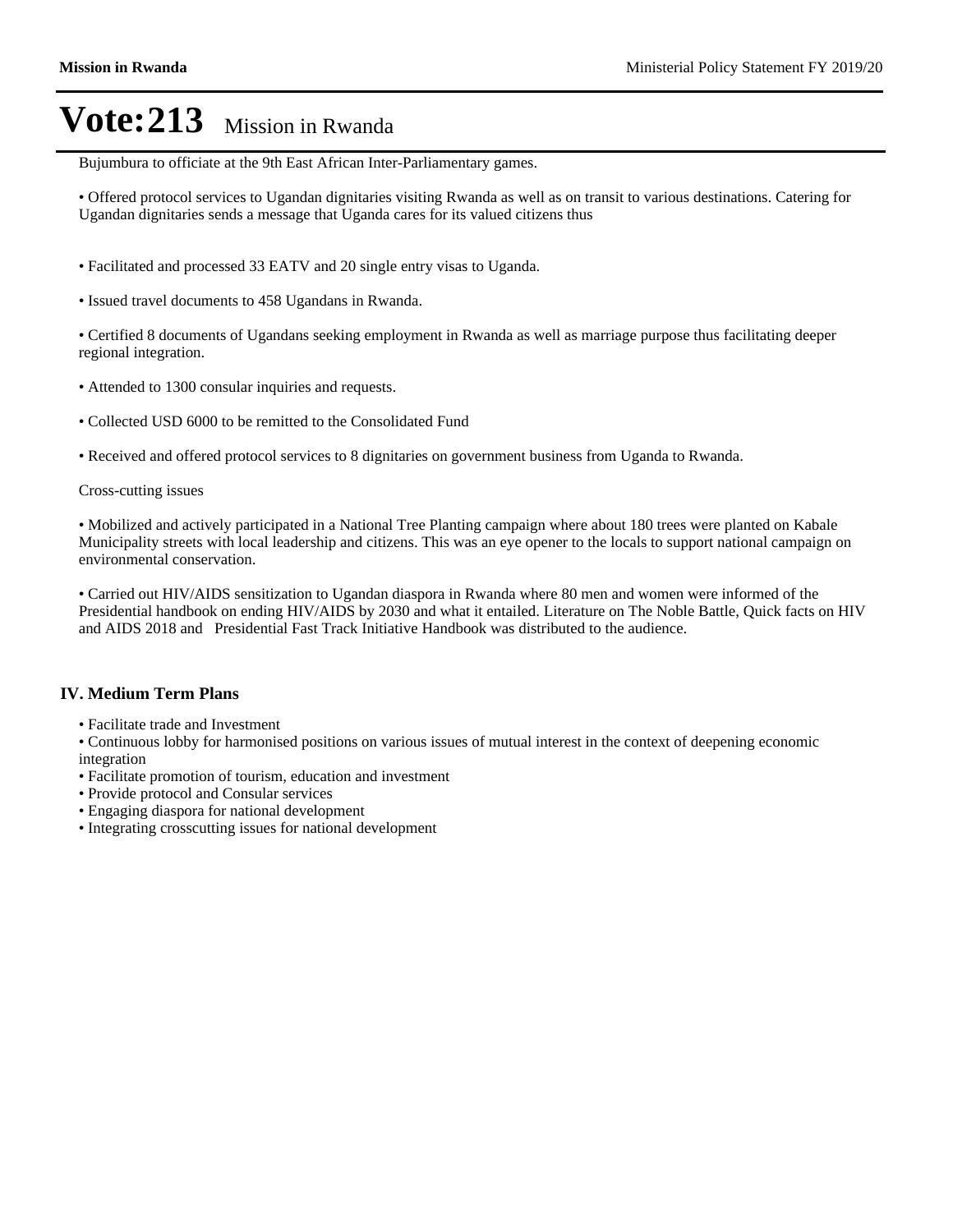Bujumbura to officiate at the 9th East African Inter-Parliamentary games.

• Offered protocol services to Ugandan dignitaries visiting Rwanda as well as on transit to various destinations. Catering for Ugandan dignitaries sends a message that Uganda cares for its valued citizens thus

• Facilitated and processed 33 EATV and 20 single entry visas to Uganda.

• Issued travel documents to 458 Ugandans in Rwanda.

• Certified 8 documents of Ugandans seeking employment in Rwanda as well as marriage purpose thus facilitating deeper regional integration.

• Attended to 1300 consular inquiries and requests.

• Collected USD 6000 to be remitted to the Consolidated Fund

• Received and offered protocol services to 8 dignitaries on government business from Uganda to Rwanda.

Cross-cutting issues

• Mobilized and actively participated in a National Tree Planting campaign where about 180 trees were planted on Kabale Municipality streets with local leadership and citizens. This was an eye opener to the locals to support national campaign on environmental conservation.

• Carried out HIV/AIDS sensitization to Ugandan diaspora in Rwanda where 80 men and women were informed of the Presidential handbook on ending HIV/AIDS by 2030 and what it entailed. Literature on The Noble Battle, Quick facts on HIV and AIDS 2018 and Presidential Fast Track Initiative Handbook was distributed to the audience.

## IV. Medium Term Plans

• Facilitate trade and Investment
• Continuous lobby for harmonised positions on various issues of mutual interest in the context of deepening economic integration
• Facilitate promotion of tourism, education and investment
• Provide protocol and Consular services
• Engaging diaspora for national development
• Integrating crosscutting issues for national development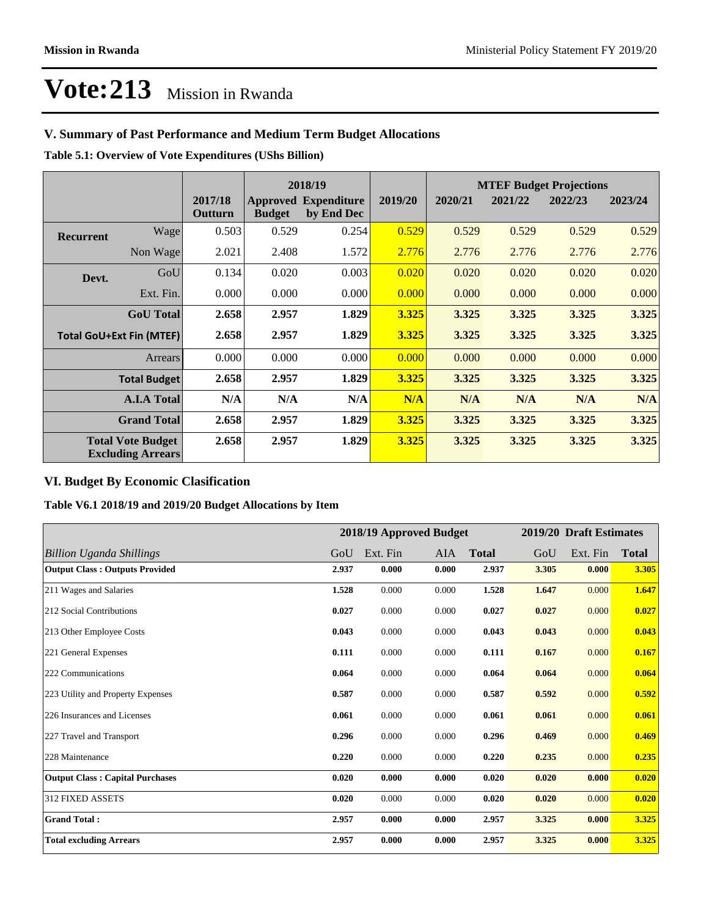# Vote:213 Mission in Rwanda

## V. Summary of Past Performance and Medium Term Budget Allocations

**Table 5.1: Overview of Vote Expenditures (UShs Billion)**

| | | | 2018/19 | | | MTEF Budget Projections | | | |
|---|---|---|---|---|---|---|---|---|---|
| | | 2017/18 Outturn | Approved Budget | Expenditure by End Dec | 2019/20 | 2020/21 | 2021/22 | 2022/23 | 2023/24 |
| **Recurrent** | Wage | 0.503 | 0.529 | 0.254 | 0.529 | 0.529 | 0.529 | 0.529 | 0.529 |
| | Non Wage | 2.021 | 2.408 | 1.572 | 2.776 | 2.776 | 2.776 | 2.776 | 2.776 |
| **Devt.** | GoU | 0.134 | 0.020 | 0.003 | 0.020 | 0.020 | 0.020 | 0.020 | 0.020 |
| | Ext. Fin. | 0.000 | 0.000 | 0.000 | 0.000 | 0.000 | 0.000 | 0.000 | 0.000 |
| | **GoU Total** | **2.658** | **2.957** | **1.829** | **3.325** | **3.325** | **3.325** | **3.325** | **3.325** |
| **Total GoU+Ext Fin (MTEF)** | | **2.658** | **2.957** | **1.829** | **3.325** | **3.325** | **3.325** | **3.325** | **3.325** |
| | Arrears | 0.000 | 0.000 | 0.000 | 0.000 | 0.000 | 0.000 | 0.000 | 0.000 |
| | **Total Budget** | **2.658** | **2.957** | **1.829** | **3.325** | **3.325** | **3.325** | **3.325** | **3.325** |
| | **A.I.A Total** | **N/A** | **N/A** | **N/A** | **N/A** | **N/A** | **N/A** | **N/A** | **N/A** |
| | **Grand Total** | **2.658** | **2.957** | **1.829** | **3.325** | **3.325** | **3.325** | **3.325** | **3.325** |
| **Total Vote Budget Excluding Arrears** | | **2.658** | **2.957** | **1.829** | **3.325** | **3.325** | **3.325** | **3.325** | **3.325** |

## VI. Budget By Economic Clasification

**Table V6.1 2018/19 and 2019/20 Budget Allocations by Item**

| | 2018/19 Approved Budget | | | | 2019/20 Draft Estimates | | |
|---|---|---|---|---|---|---|---|
| *Billion Uganda Shillings* | GoU | Ext. Fin | AIA | **Total** | GoU | Ext. Fin | **Total** |
| **Output Class : Outputs Provided** | **2.937** | **0.000** | **0.000** | **2.937** | **3.305** | **0.000** | **3.305** |
| 211 Wages and Salaries | **1.528** | 0.000 | 0.000 | **1.528** | **1.647** | 0.000 | **1.647** |
| 212 Social Contributions | **0.027** | 0.000 | 0.000 | **0.027** | **0.027** | 0.000 | **0.027** |
| 213 Other Employee Costs | **0.043** | 0.000 | 0.000 | **0.043** | **0.043** | 0.000 | **0.043** |
| 221 General Expenses | **0.111** | 0.000 | 0.000 | **0.111** | **0.167** | 0.000 | **0.167** |
| 222 Communications | **0.064** | 0.000 | 0.000 | **0.064** | **0.064** | 0.000 | **0.064** |
| 223 Utility and Property Expenses | **0.587** | 0.000 | 0.000 | **0.587** | **0.592** | 0.000 | **0.592** |
| 226 Insurances and Licenses | **0.061** | 0.000 | 0.000 | **0.061** | **0.061** | 0.000 | **0.061** |
| 227 Travel and Transport | **0.296** | 0.000 | 0.000 | **0.296** | **0.469** | 0.000 | **0.469** |
| 228 Maintenance | **0.220** | 0.000 | 0.000 | **0.220** | **0.235** | 0.000 | **0.235** |
| **Output Class : Capital Purchases** | **0.020** | **0.000** | **0.000** | **0.020** | **0.020** | **0.000** | **0.020** |
| 312 FIXED ASSETS | **0.020** | 0.000 | 0.000 | **0.020** | **0.020** | 0.000 | **0.020** |
| **Grand Total :** | **2.957** | **0.000** | **0.000** | **2.957** | **3.325** | **0.000** | **3.325** |
| **Total excluding Arrears** | **2.957** | **0.000** | **0.000** | **2.957** | **3.325** | **0.000** | **3.325** |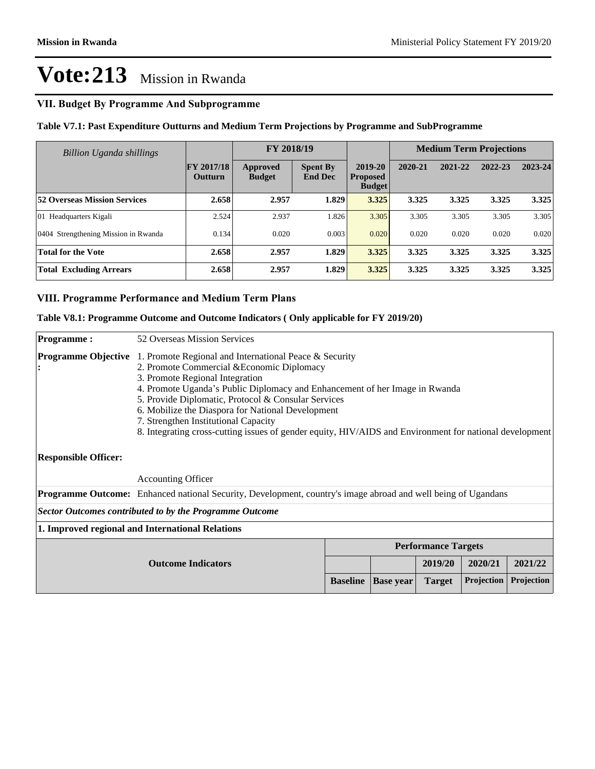# Vote:213 Mission in Rwanda

## VII. Budget By Programme And Subprogramme

**Table V7.1: Past Expenditure Outturns and Medium Term Projections by Programme and SubProgramme**

| *Billion Uganda shillings* | | FY 2018/19 | | | Medium Term Projections | | | |
|---|---|---|---|---|---|---|---|---|
| | FY 2017/18 Outturn | Approved Budget | Spent By End Dec | 2019-20 Proposed Budget | 2020-21 | 2021-22 | 2022-23 | 2023-24 |
| **52 Overseas Mission Services** | **2.658** | **2.957** | **1.829** | **3.325** | **3.325** | **3.325** | **3.325** | **3.325** |
| 01 Headquarters Kigali | 2.524 | 2.937 | 1.826 | 3.305 | 3.305 | 3.305 | 3.305 | 3.305 |
| 0404 Strengthening Mission in Rwanda | 0.134 | 0.020 | 0.003 | 0.020 | 0.020 | 0.020 | 0.020 | 0.020 |
| **Total for the Vote** | **2.658** | **2.957** | **1.829** | **3.325** | **3.325** | **3.325** | **3.325** | **3.325** |
| **Total Excluding Arrears** | **2.658** | **2.957** | **1.829** | **3.325** | **3.325** | **3.325** | **3.325** | **3.325** |

## VIII. Programme Performance and Medium Term Plans

**Table V8.1: Programme Outcome and Outcome Indicators ( Only applicable for FY 2019/20)**

**Programme :** 52 Overseas Mission Services

**Programme Objective :**
1. Promote Regional and International Peace & Security
2. Promote Commercial &Economic Diplomacy
3. Promote Regional Integration
4. Promote Uganda's Public Diplomacy and Enhancement of her Image in Rwanda
5. Provide Diplomatic, Protocol & Consular Services
6. Mobilize the Diaspora for National Development
7. Strengthen Institutional Capacity
8. Integrating cross-cutting issues of gender equity, HIV/AIDS and Environment for national development

**Responsible Officer:** Accounting Officer

**Programme Outcome:** Enhanced national Security, Development, country's image abroad and well being of Ugandans

***Sector Outcomes contributed to by the Programme Outcome***

**1. Improved regional and International Relations**

| Outcome Indicators | Performance Targets | | | | |
|---|---|---|---|---|---|
| | | | 2019/20 | 2020/21 | 2021/22 |
| | Baseline | Base year | Target | Projection | Projection |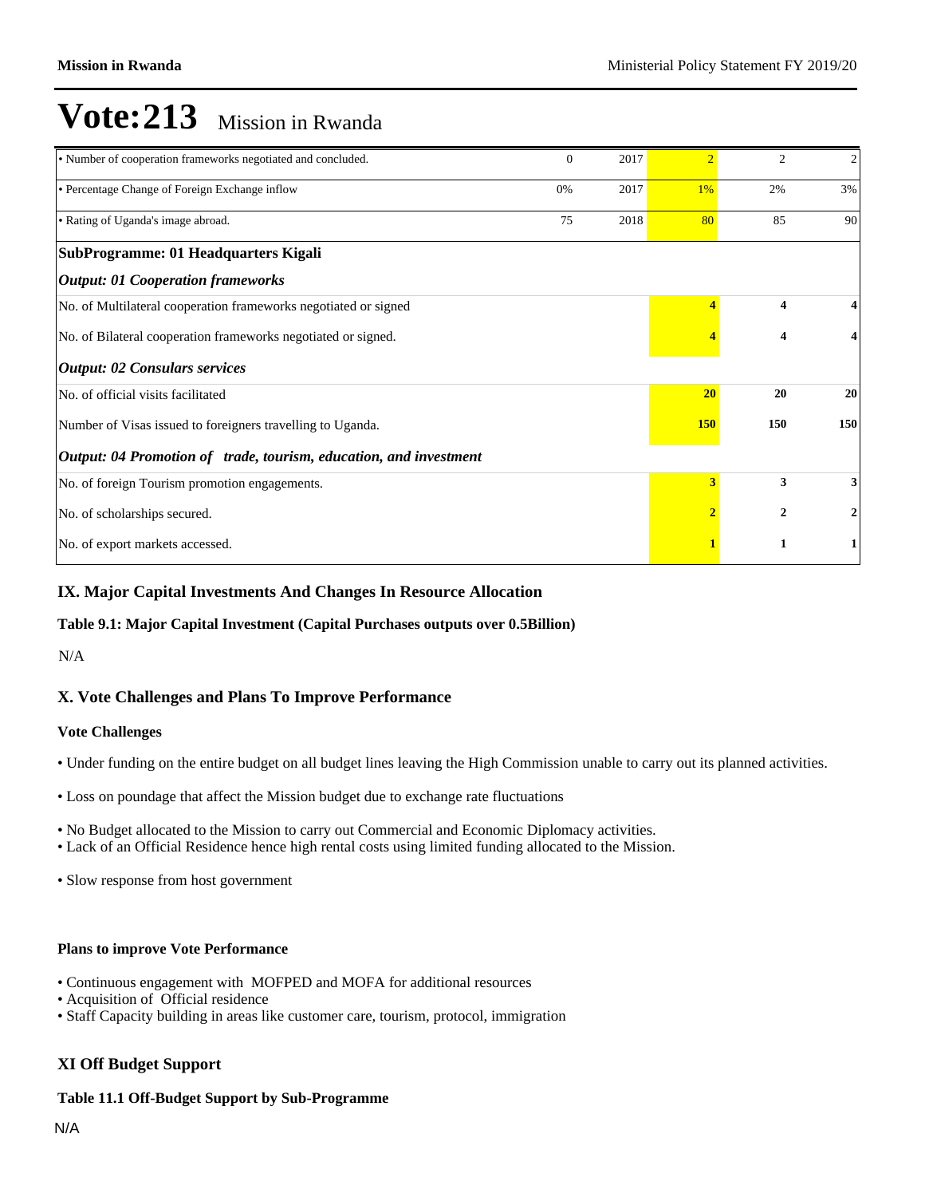# Vote:213 Mission in Rwanda

| | | | | | |
|---|---|---|---|---|---|
| • Number of cooperation frameworks negotiated and concluded. | 0 | 2017 | 2 | 2 | 2 |
| • Percentage Change of Foreign Exchange inflow | 0% | 2017 | 1% | 2% | 3% |
| • Rating of Uganda's image abroad. | 75 | 2018 | 80 | 85 | 90 |
| **SubProgramme: 01 Headquarters Kigali** | | | | | |
| ***Output: 01 Cooperation frameworks*** | | | | | |
| No. of Multilateral cooperation frameworks negotiated or signed | | | **4** | **4** | **4** |
| No. of Bilateral cooperation frameworks negotiated or signed. | | | **4** | **4** | **4** |
| ***Output: 02 Consulars services*** | | | | | |
| No. of official visits facilitated | | | **20** | **20** | **20** |
| Number of Visas issued to foreigners travelling to Uganda. | | | **150** | **150** | **150** |
| ***Output: 04 Promotion of trade, tourism, education, and investment*** | | | | | |
| No. of foreign Tourism promotion engagements. | | | **3** | **3** | **3** |
| No. of scholarships secured. | | | **2** | **2** | **2** |
| No. of export markets accessed. | | | **1** | **1** | **1** |

## IX. Major Capital Investments And Changes In Resource Allocation

### Table 9.1: Major Capital Investment (Capital Purchases outputs over 0.5Billion)

N/A

## X. Vote Challenges and Plans To Improve Performance

### Vote Challenges

- Under funding on the entire budget on all budget lines leaving the High Commission unable to carry out its planned activities.
- Loss on poundage that affect the Mission budget due to exchange rate fluctuations
- No Budget allocated to the Mission to carry out Commercial and Economic Diplomacy activities.
- Lack of an Official Residence hence high rental costs using limited funding allocated to the Mission.
- Slow response from host government

### Plans to improve Vote Performance

- Continuous engagement with MOFPED and MOFA for additional resources
- Acquisition of Official residence
- Staff Capacity building in areas like customer care, tourism, protocol, immigration

## XI Off Budget Support

### Table 11.1 Off-Budget Support by Sub-Programme

N/A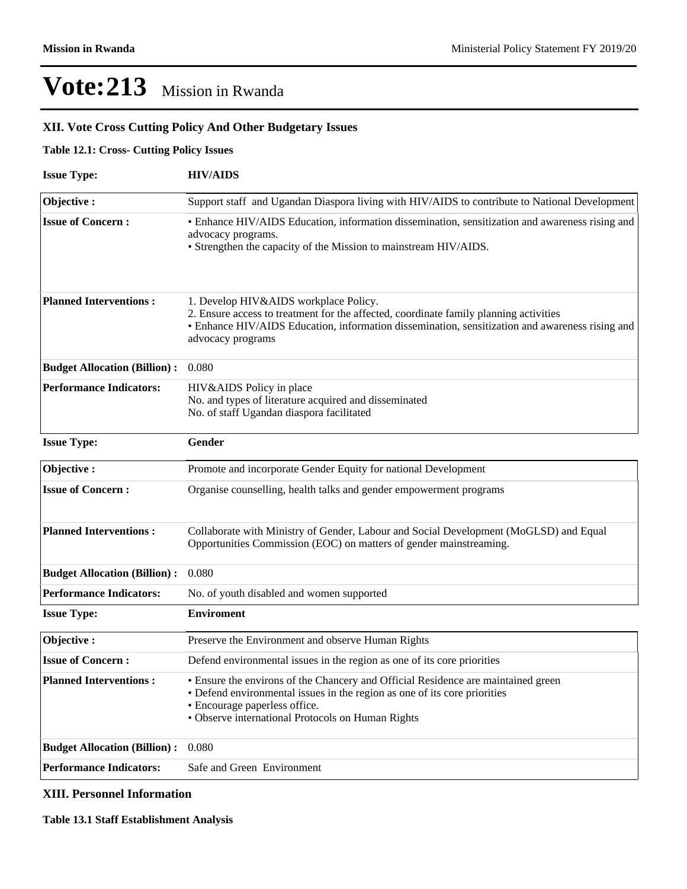# Vote:213 Mission in Rwanda

## XII. Vote Cross Cutting Policy And Other Budgetary Issues

**Table 12.1: Cross- Cutting Policy Issues**

**Issue Type:** **HIV/AIDS**

| | |
|---|---|
| **Objective :** | Support staff and Ugandan Diaspora living with HIV/AIDS to contribute to National Development |
| **Issue of Concern :** | • Enhance HIV/AIDS Education, information dissemination, sensitization and awareness rising and advocacy programs.<br>• Strengthen the capacity of the Mission to mainstream HIV/AIDS. |
| **Planned Interventions :** | 1. Develop HIV&AIDS workplace Policy.<br>2. Ensure access to treatment for the affected, coordinate family planning activities<br>• Enhance HIV/AIDS Education, information dissemination, sensitization and awareness rising and advocacy programs |
| **Budget Allocation (Billion) :** | 0.080 |
| **Performance Indicators:** | HIV&AIDS Policy in place<br>No. and types of literature acquired and disseminated<br>No. of staff Ugandan diaspora facilitated |

**Issue Type:** **Gender**

| | |
|---|---|
| **Objective :** | Promote and incorporate Gender Equity for national Development |
| **Issue of Concern :** | Organise counselling, health talks and gender empowerment programs |
| **Planned Interventions :** | Collaborate with Ministry of Gender, Labour and Social Development (MoGLSD) and Equal Opportunities Commission (EOC) on matters of gender mainstreaming. |
| **Budget Allocation (Billion) :** | 0.080 |
| **Performance Indicators:** | No. of youth disabled and women supported |

**Issue Type:** **Enviroment**

| | |
|---|---|
| **Objective :** | Preserve the Environment and observe Human Rights |
| **Issue of Concern :** | Defend environmental issues in the region as one of its core priorities |
| **Planned Interventions :** | • Ensure the environs of the Chancery and Official Residence are maintained green<br>• Defend environmental issues in the region as one of its core priorities<br>• Encourage paperless office.<br>• Observe international Protocols on Human Rights |
| **Budget Allocation (Billion) :** | 0.080 |
| **Performance Indicators:** | Safe and Green Environment |

## XIII. Personnel Information

**Table 13.1 Staff Establishment Analysis**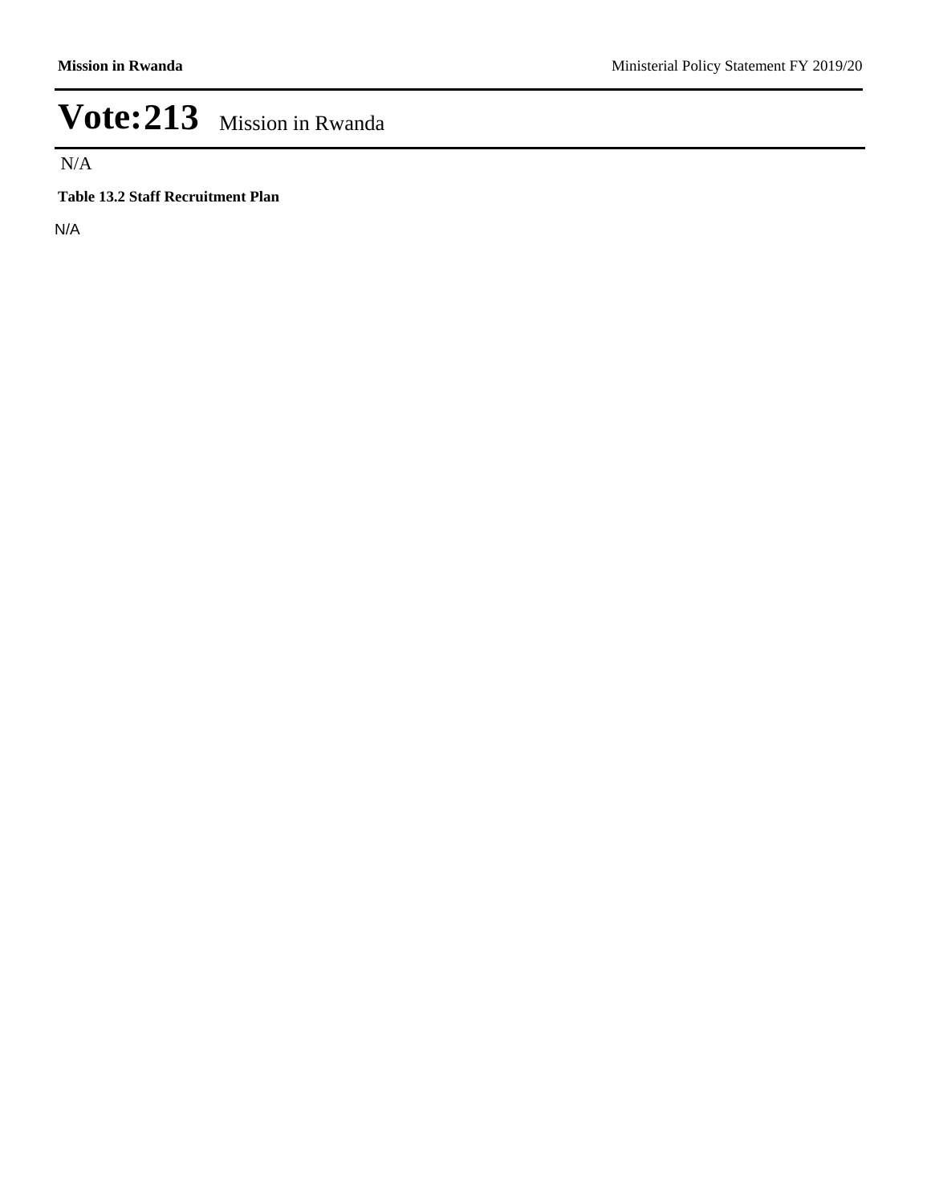# Vote:213 Mission in Rwanda

N/A

**Table 13.2 Staff Recruitment Plan**

N/A